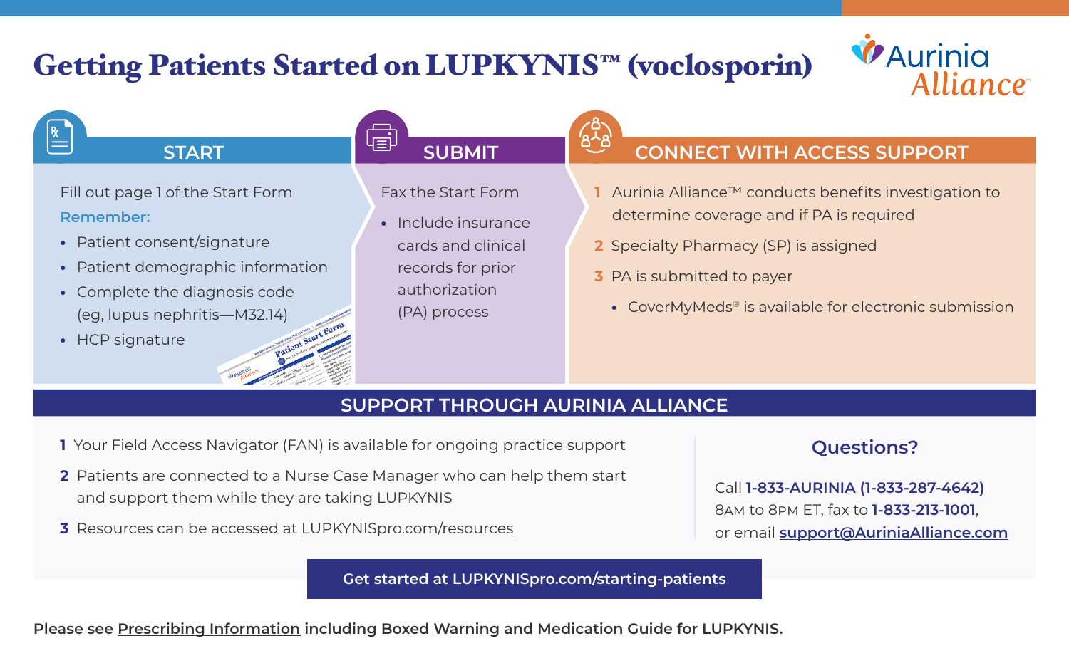# Getting Patients Started on LUPKYNIS™ (voclosporin)

Aurinia Alliance™

## START

Fill out page 1 of the Start Form

**Remember:**

- Patient consent/signature
- Patient demographic information
- Complete the diagnosis code (eg, lupus nephritis—M32.14)
- HCP signature

## SUBMIT

Fax the Start Form

- Include insurance cards and clinical records for prior authorization (PA) process

## CONNECT WITH ACCESS SUPPORT

1. Aurinia Alliance™ conducts benefits investigation to determine coverage and if PA is required
2. Specialty Pharmacy (SP) is assigned
3. PA is submitted to payer
   - CoverMyMeds® is available for electronic submission

## SUPPORT THROUGH AURINIA ALLIANCE

1. Your Field Access Navigator (FAN) is available for ongoing practice support
2. Patients are connected to a Nurse Case Manager who can help them start and support them while they are taking LUPKYNIS
3. Resources can be accessed at LUPKYNISpro.com/resources

### Questions?

Call **1-833-AURINIA (1-833-287-4642)** 8AM to 8PM ET, fax to **1-833-213-1001**, or email **support@AuriniaAlliance.com**

**Get started at LUPKYNISpro.com/starting-patients**

**Please see Prescribing Information including Boxed Warning and Medication Guide for LUPKYNIS.**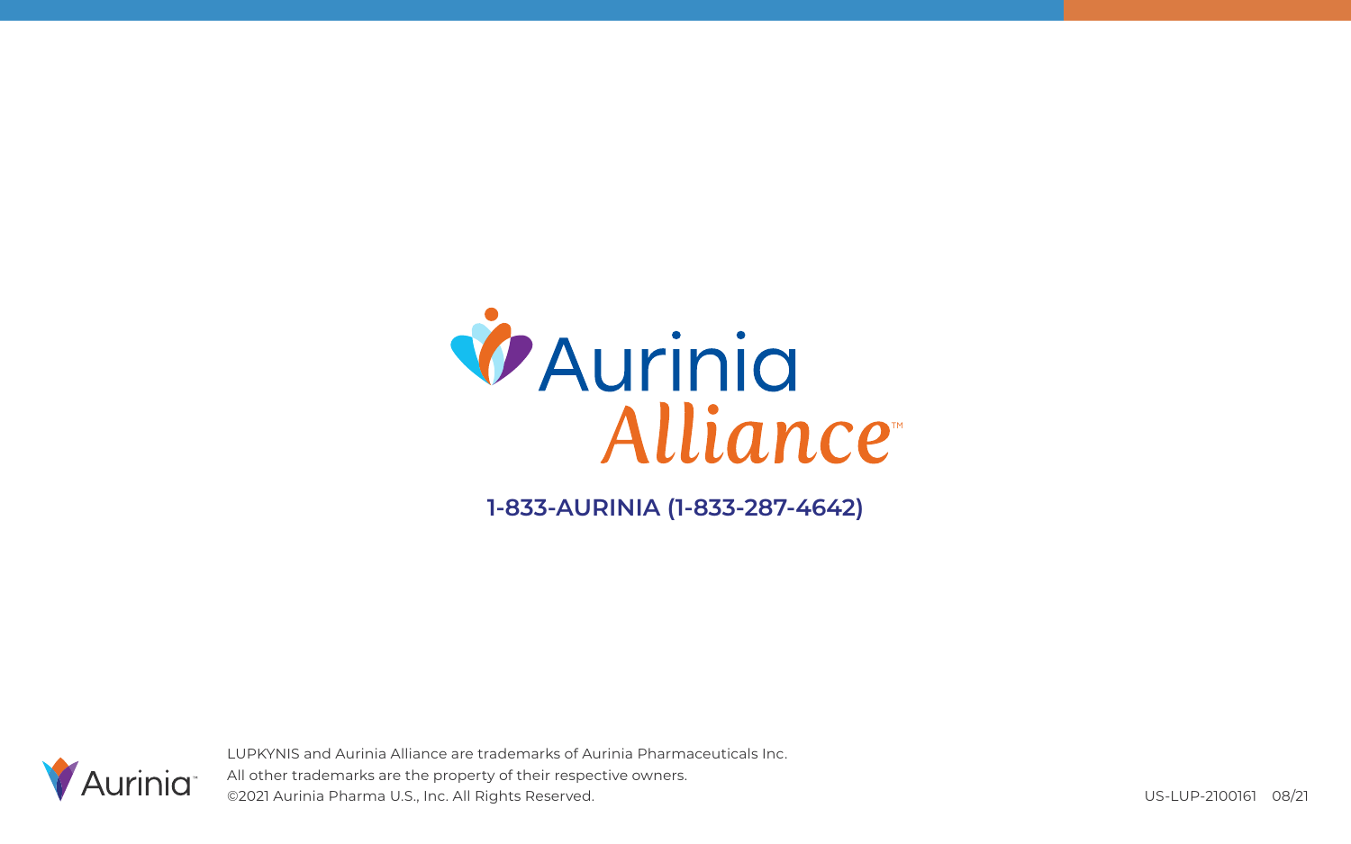Aurinia Alliance™

**1-833-AURINIA (1-833-287-4642)**

Aurinia™

LUPKYNIS and Aurinia Alliance are trademarks of Aurinia Pharmaceuticals Inc.
All other trademarks are the property of their respective owners.
©2021 Aurinia Pharma U.S., Inc. All Rights Reserved.

US-LUP-2100161 08/21